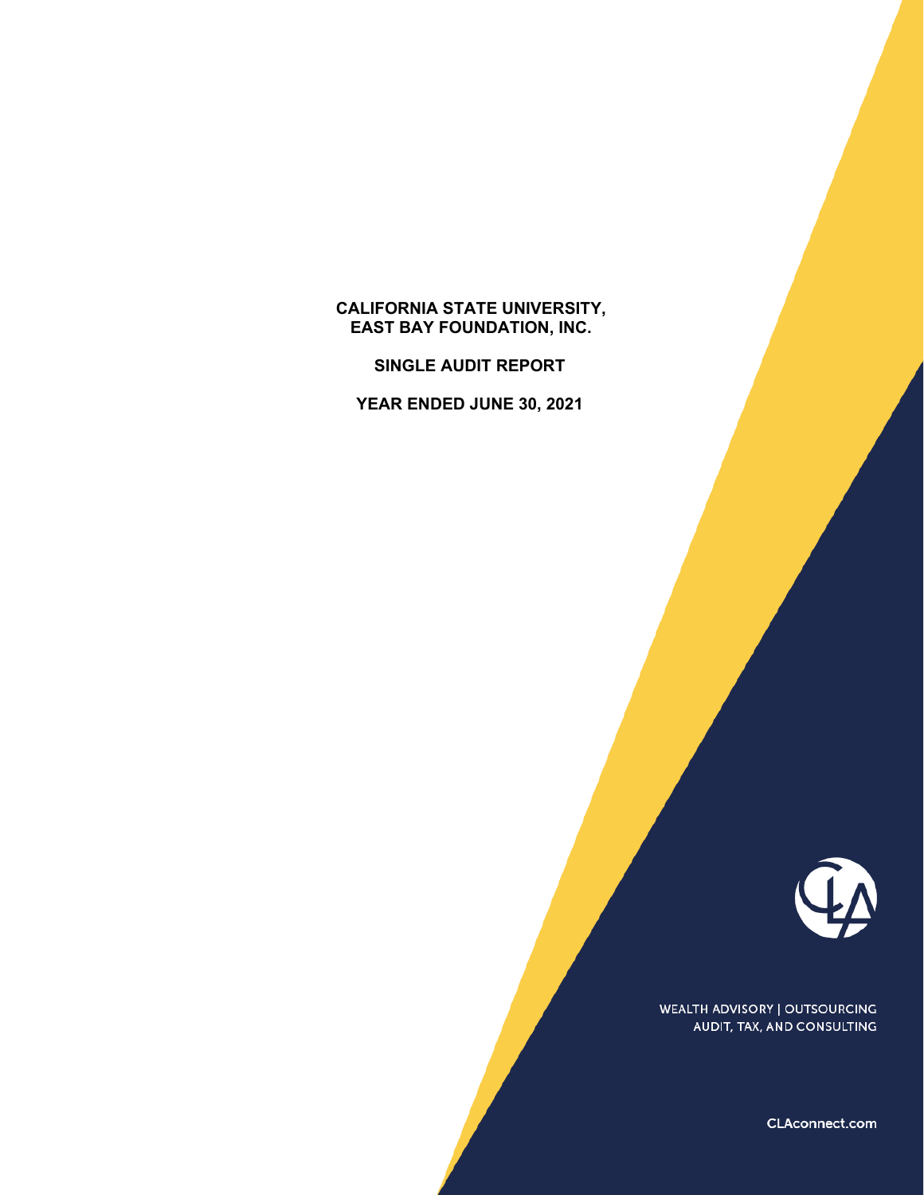# CALIFORNIA STATE UNIVERSITY, EAST BAY FOUNDATION, INC.

## SINGLE AUDIT REPORT

## YEAR ENDED JUNE 30, 2021

WEALTH ADVISORY | OUTSOURCING
AUDIT, TAX, AND CONSULTING

CLAconnect.com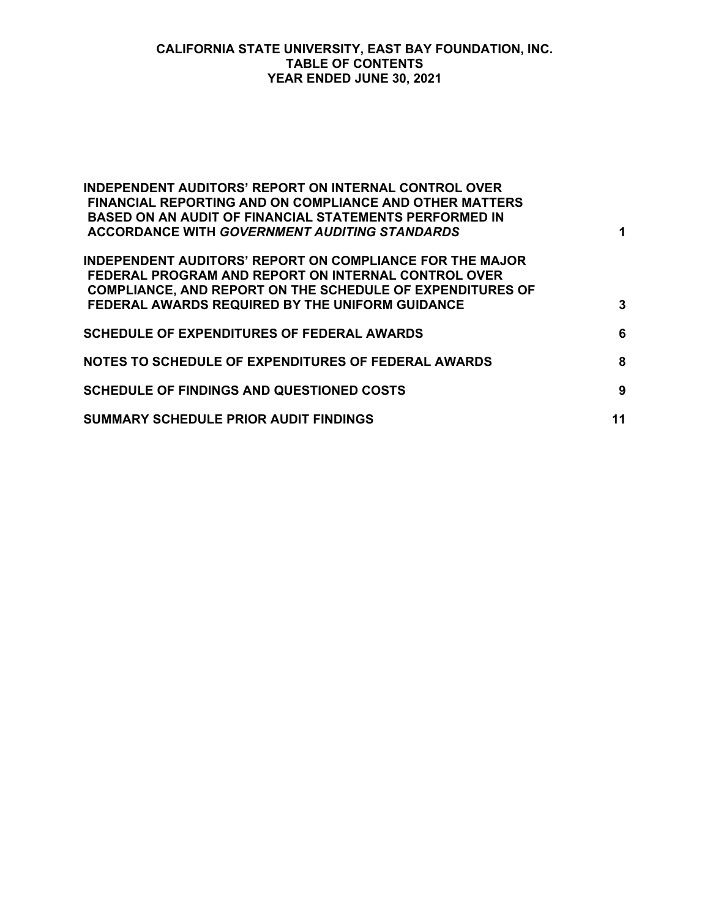# CALIFORNIA STATE UNIVERSITY, EAST BAY FOUNDATION, INC.
## TABLE OF CONTENTS
## YEAR ENDED JUNE 30, 2021

| | |
|---|---|
| **INDEPENDENT AUDITORS' REPORT ON INTERNAL CONTROL OVER FINANCIAL REPORTING AND ON COMPLIANCE AND OTHER MATTERS BASED ON AN AUDIT OF FINANCIAL STATEMENTS PERFORMED IN ACCORDANCE WITH *GOVERNMENT AUDITING STANDARDS*** | **1** |
| **INDEPENDENT AUDITORS' REPORT ON COMPLIANCE FOR THE MAJOR FEDERAL PROGRAM AND REPORT ON INTERNAL CONTROL OVER COMPLIANCE, AND REPORT ON THE SCHEDULE OF EXPENDITURES OF FEDERAL AWARDS REQUIRED BY THE UNIFORM GUIDANCE** | **3** |
| **SCHEDULE OF EXPENDITURES OF FEDERAL AWARDS** | **6** |
| **NOTES TO SCHEDULE OF EXPENDITURES OF FEDERAL AWARDS** | **8** |
| **SCHEDULE OF FINDINGS AND QUESTIONED COSTS** | **9** |
| **SUMMARY SCHEDULE PRIOR AUDIT FINDINGS** | **11** |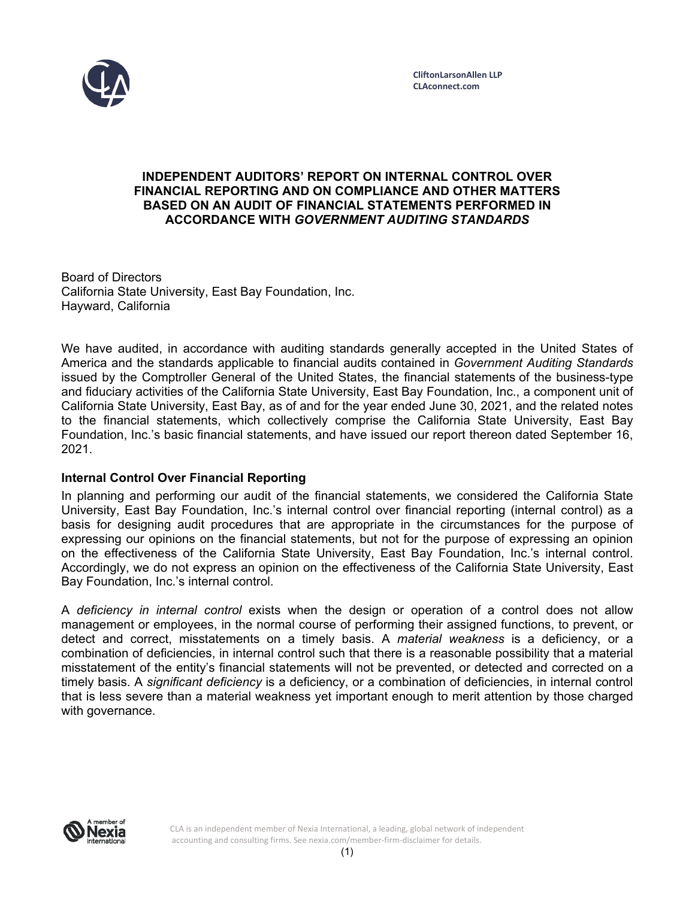CliftonLarsonAllen LLP
CLAconnect.com

# INDEPENDENT AUDITORS' REPORT ON INTERNAL CONTROL OVER FINANCIAL REPORTING AND ON COMPLIANCE AND OTHER MATTERS BASED ON AN AUDIT OF FINANCIAL STATEMENTS PERFORMED IN ACCORDANCE WITH *GOVERNMENT AUDITING STANDARDS*

Board of Directors
California State University, East Bay Foundation, Inc.
Hayward, California

We have audited, in accordance with auditing standards generally accepted in the United States of America and the standards applicable to financial audits contained in *Government Auditing Standards* issued by the Comptroller General of the United States, the financial statements of the business-type and fiduciary activities of the California State University, East Bay Foundation, Inc., a component unit of California State University, East Bay, as of and for the year ended June 30, 2021, and the related notes to the financial statements, which collectively comprise the California State University, East Bay Foundation, Inc.'s basic financial statements, and have issued our report thereon dated September 16, 2021.

## Internal Control Over Financial Reporting

In planning and performing our audit of the financial statements, we considered the California State University, East Bay Foundation, Inc.'s internal control over financial reporting (internal control) as a basis for designing audit procedures that are appropriate in the circumstances for the purpose of expressing our opinions on the financial statements, but not for the purpose of expressing an opinion on the effectiveness of the California State University, East Bay Foundation, Inc.'s internal control. Accordingly, we do not express an opinion on the effectiveness of the California State University, East Bay Foundation, Inc.'s internal control.

A *deficiency in internal control* exists when the design or operation of a control does not allow management or employees, in the normal course of performing their assigned functions, to prevent, or detect and correct, misstatements on a timely basis. A *material weakness* is a deficiency, or a combination of deficiencies, in internal control such that there is a reasonable possibility that a material misstatement of the entity's financial statements will not be prevented, or detected and corrected on a timely basis. A *significant deficiency* is a deficiency, or a combination of deficiencies, in internal control that is less severe than a material weakness yet important enough to merit attention by those charged with governance.

CLA is an independent member of Nexia International, a leading, global network of independent accounting and consulting firms. See nexia.com/member-firm-disclaimer for details.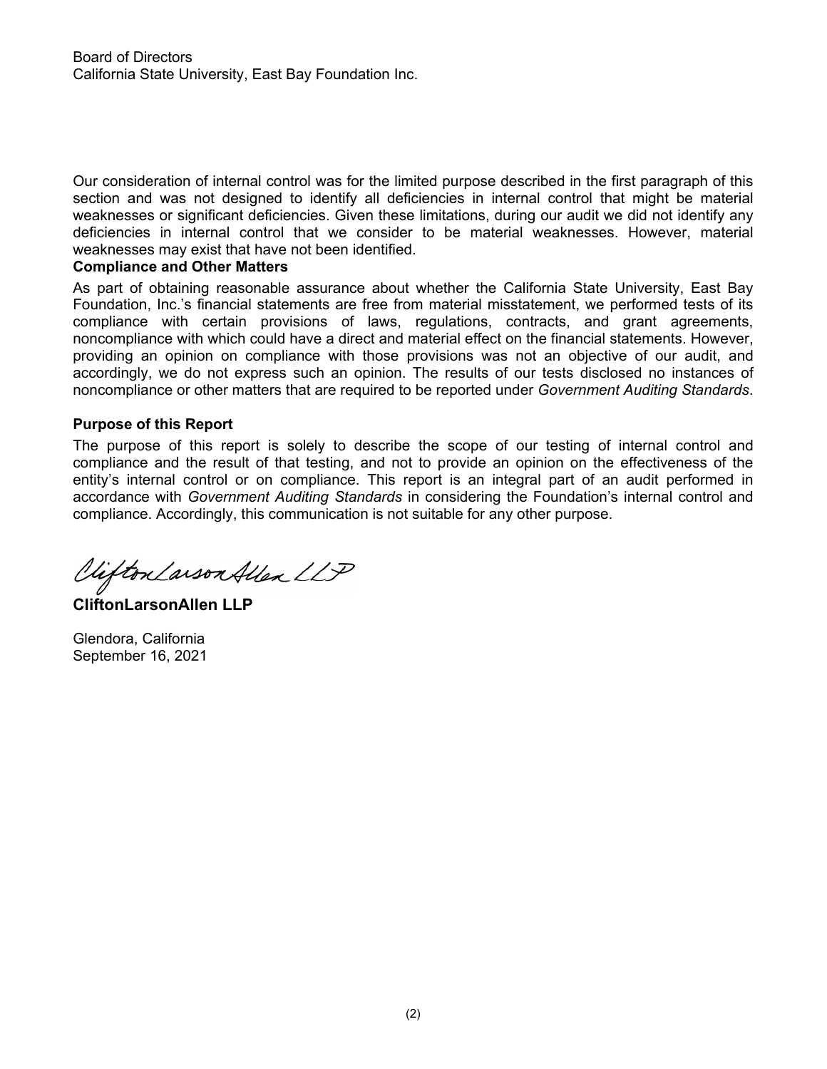Board of Directors
California State University, East Bay Foundation Inc.

Our consideration of internal control was for the limited purpose described in the first paragraph of this section and was not designed to identify all deficiencies in internal control that might be material weaknesses or significant deficiencies. Given these limitations, during our audit we did not identify any deficiencies in internal control that we consider to be material weaknesses. However, material weaknesses may exist that have not been identified.

**Compliance and Other Matters**

As part of obtaining reasonable assurance about whether the California State University, East Bay Foundation, Inc.'s financial statements are free from material misstatement, we performed tests of its compliance with certain provisions of laws, regulations, contracts, and grant agreements, noncompliance with which could have a direct and material effect on the financial statements. However, providing an opinion on compliance with those provisions was not an objective of our audit, and accordingly, we do not express such an opinion. The results of our tests disclosed no instances of noncompliance or other matters that are required to be reported under *Government Auditing Standards*.

**Purpose of this Report**

The purpose of this report is solely to describe the scope of our testing of internal control and compliance and the result of that testing, and not to provide an opinion on the effectiveness of the entity's internal control or on compliance. This report is an integral part of an audit performed in accordance with *Government Auditing Standards* in considering the Foundation's internal control and compliance. Accordingly, this communication is not suitable for any other purpose.

CliftonLarsonAllen LLP

**CliftonLarsonAllen LLP**

Glendora, California
September 16, 2021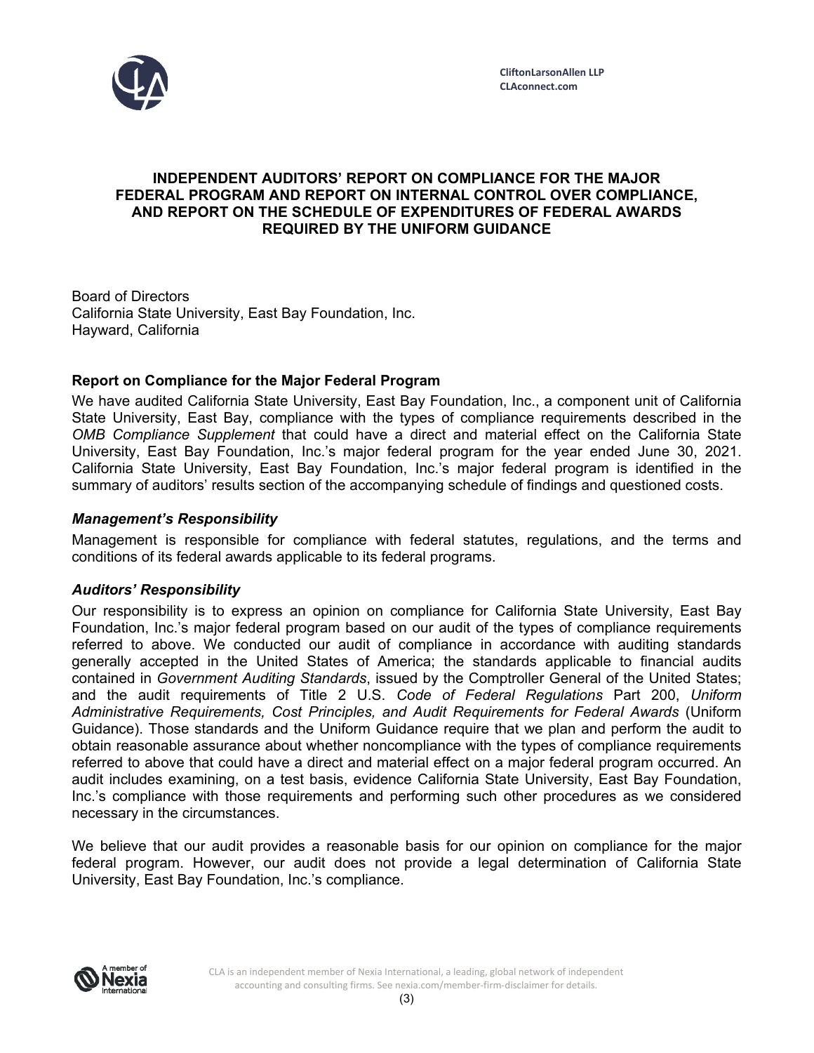# INDEPENDENT AUDITORS' REPORT ON COMPLIANCE FOR THE MAJOR FEDERAL PROGRAM AND REPORT ON INTERNAL CONTROL OVER COMPLIANCE, AND REPORT ON THE SCHEDULE OF EXPENDITURES OF FEDERAL AWARDS REQUIRED BY THE UNIFORM GUIDANCE

Board of Directors
California State University, East Bay Foundation, Inc.
Hayward, California

## Report on Compliance for the Major Federal Program

We have audited California State University, East Bay Foundation, Inc., a component unit of California State University, East Bay, compliance with the types of compliance requirements described in the *OMB Compliance Supplement* that could have a direct and material effect on the California State University, East Bay Foundation, Inc.'s major federal program for the year ended June 30, 2021. California State University, East Bay Foundation, Inc.'s major federal program is identified in the summary of auditors' results section of the accompanying schedule of findings and questioned costs.

### *Management's Responsibility*

Management is responsible for compliance with federal statutes, regulations, and the terms and conditions of its federal awards applicable to its federal programs.

### *Auditors' Responsibility*

Our responsibility is to express an opinion on compliance for California State University, East Bay Foundation, Inc.'s major federal program based on our audit of the types of compliance requirements referred to above. We conducted our audit of compliance in accordance with auditing standards generally accepted in the United States of America; the standards applicable to financial audits contained in *Government Auditing Standards*, issued by the Comptroller General of the United States; and the audit requirements of Title 2 U.S. *Code of Federal Regulations* Part 200, *Uniform Administrative Requirements, Cost Principles, and Audit Requirements for Federal Awards* (Uniform Guidance). Those standards and the Uniform Guidance require that we plan and perform the audit to obtain reasonable assurance about whether noncompliance with the types of compliance requirements referred to above that could have a direct and material effect on a major federal program occurred. An audit includes examining, on a test basis, evidence California State University, East Bay Foundation, Inc.'s compliance with those requirements and performing such other procedures as we considered necessary in the circumstances.

We believe that our audit provides a reasonable basis for our opinion on compliance for the major federal program. However, our audit does not provide a legal determination of California State University, East Bay Foundation, Inc.'s compliance.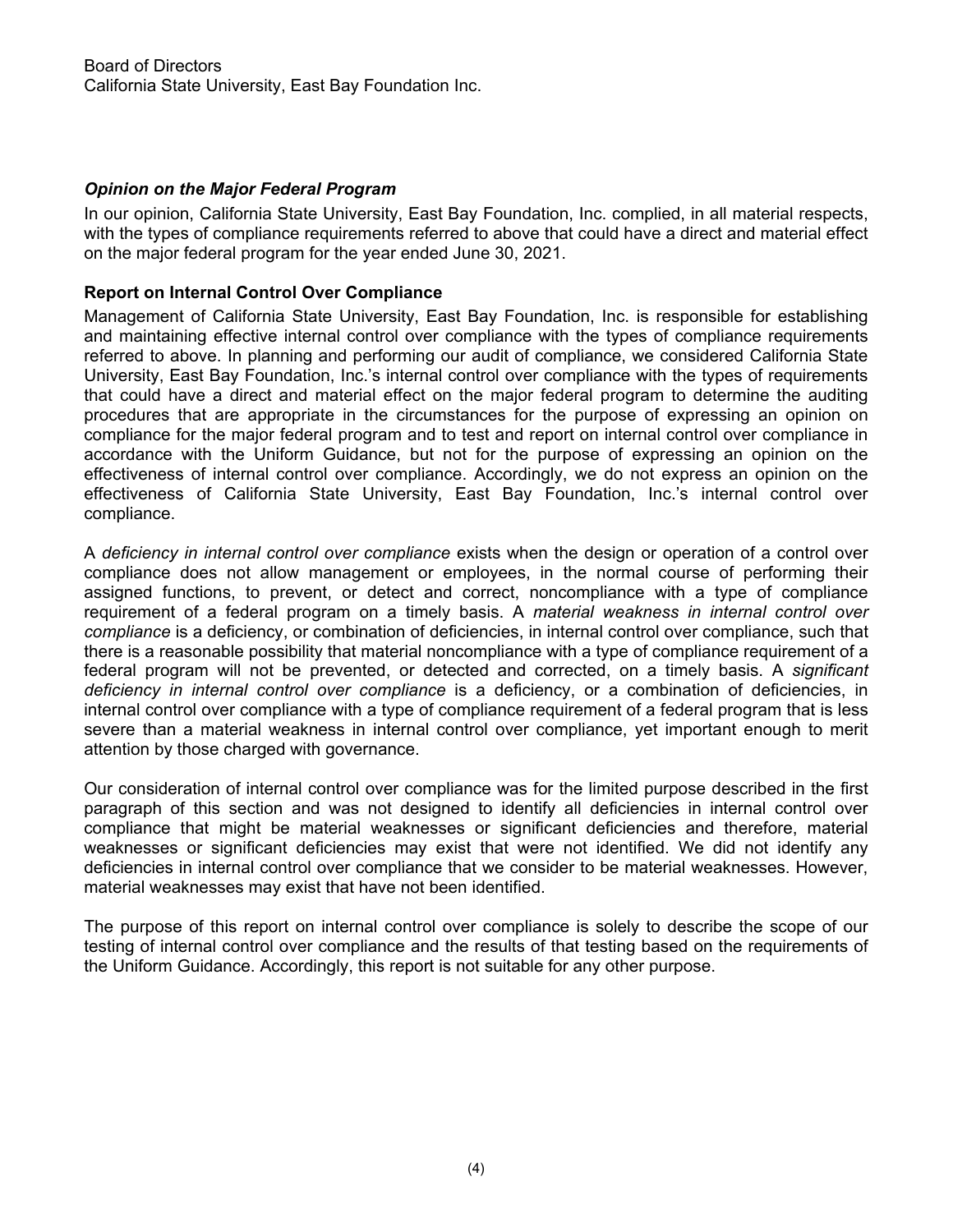Board of Directors
California State University, East Bay Foundation Inc.

### *Opinion on the Major Federal Program*

In our opinion, California State University, East Bay Foundation, Inc. complied, in all material respects, with the types of compliance requirements referred to above that could have a direct and material effect on the major federal program for the year ended June 30, 2021.

### Report on Internal Control Over Compliance

Management of California State University, East Bay Foundation, Inc. is responsible for establishing and maintaining effective internal control over compliance with the types of compliance requirements referred to above. In planning and performing our audit of compliance, we considered California State University, East Bay Foundation, Inc.'s internal control over compliance with the types of requirements that could have a direct and material effect on the major federal program to determine the auditing procedures that are appropriate in the circumstances for the purpose of expressing an opinion on compliance for the major federal program and to test and report on internal control over compliance in accordance with the Uniform Guidance, but not for the purpose of expressing an opinion on the effectiveness of internal control over compliance. Accordingly, we do not express an opinion on the effectiveness of California State University, East Bay Foundation, Inc.'s internal control over compliance.

A *deficiency in internal control over compliance* exists when the design or operation of a control over compliance does not allow management or employees, in the normal course of performing their assigned functions, to prevent, or detect and correct, noncompliance with a type of compliance requirement of a federal program on a timely basis. A *material weakness in internal control over compliance* is a deficiency, or combination of deficiencies, in internal control over compliance, such that there is a reasonable possibility that material noncompliance with a type of compliance requirement of a federal program will not be prevented, or detected and corrected, on a timely basis. A *significant deficiency in internal control over compliance* is a deficiency, or a combination of deficiencies, in internal control over compliance with a type of compliance requirement of a federal program that is less severe than a material weakness in internal control over compliance, yet important enough to merit attention by those charged with governance.

Our consideration of internal control over compliance was for the limited purpose described in the first paragraph of this section and was not designed to identify all deficiencies in internal control over compliance that might be material weaknesses or significant deficiencies and therefore, material weaknesses or significant deficiencies may exist that were not identified. We did not identify any deficiencies in internal control over compliance that we consider to be material weaknesses. However, material weaknesses may exist that have not been identified.

The purpose of this report on internal control over compliance is solely to describe the scope of our testing of internal control over compliance and the results of that testing based on the requirements of the Uniform Guidance. Accordingly, this report is not suitable for any other purpose.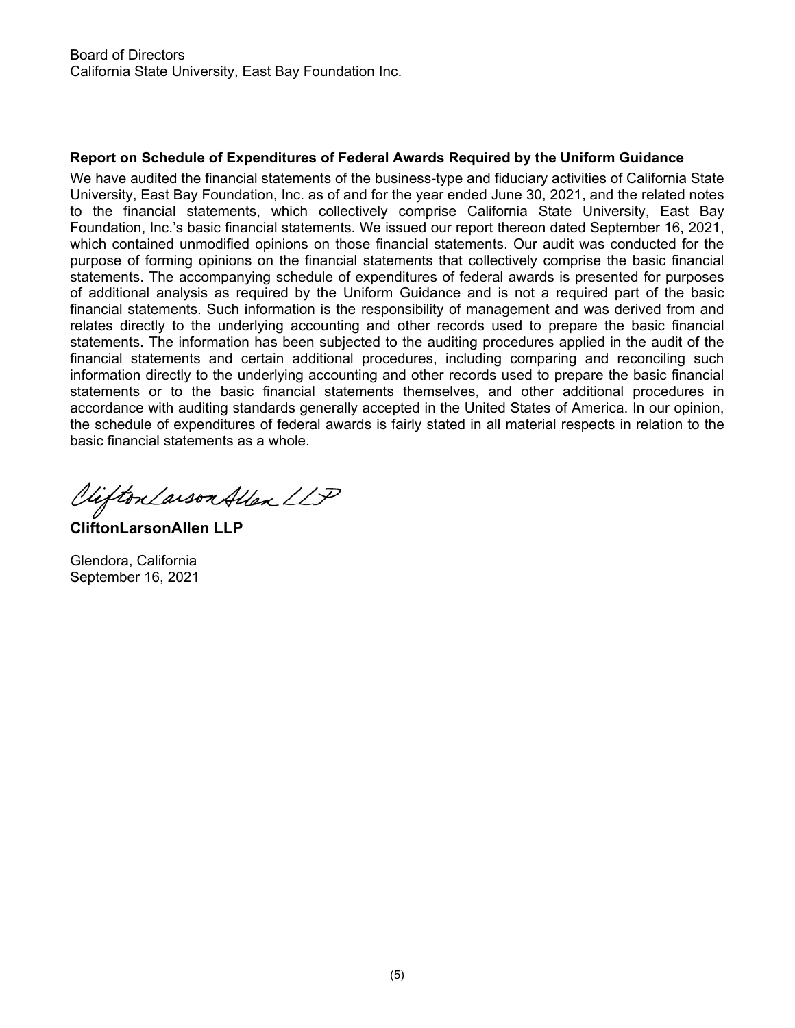Board of Directors
California State University, East Bay Foundation Inc.

**Report on Schedule of Expenditures of Federal Awards Required by the Uniform Guidance**

We have audited the financial statements of the business-type and fiduciary activities of California State University, East Bay Foundation, Inc. as of and for the year ended June 30, 2021, and the related notes to the financial statements, which collectively comprise California State University, East Bay Foundation, Inc.'s basic financial statements. We issued our report thereon dated September 16, 2021, which contained unmodified opinions on those financial statements. Our audit was conducted for the purpose of forming opinions on the financial statements that collectively comprise the basic financial statements. The accompanying schedule of expenditures of federal awards is presented for purposes of additional analysis as required by the Uniform Guidance and is not a required part of the basic financial statements. Such information is the responsibility of management and was derived from and relates directly to the underlying accounting and other records used to prepare the basic financial statements. The information has been subjected to the auditing procedures applied in the audit of the financial statements and certain additional procedures, including comparing and reconciling such information directly to the underlying accounting and other records used to prepare the basic financial statements or to the basic financial statements themselves, and other additional procedures in accordance with auditing standards generally accepted in the United States of America. In our opinion, the schedule of expenditures of federal awards is fairly stated in all material respects in relation to the basic financial statements as a whole.

CliftonLarsonAllen LLP

**CliftonLarsonAllen LLP**

Glendora, California
September 16, 2021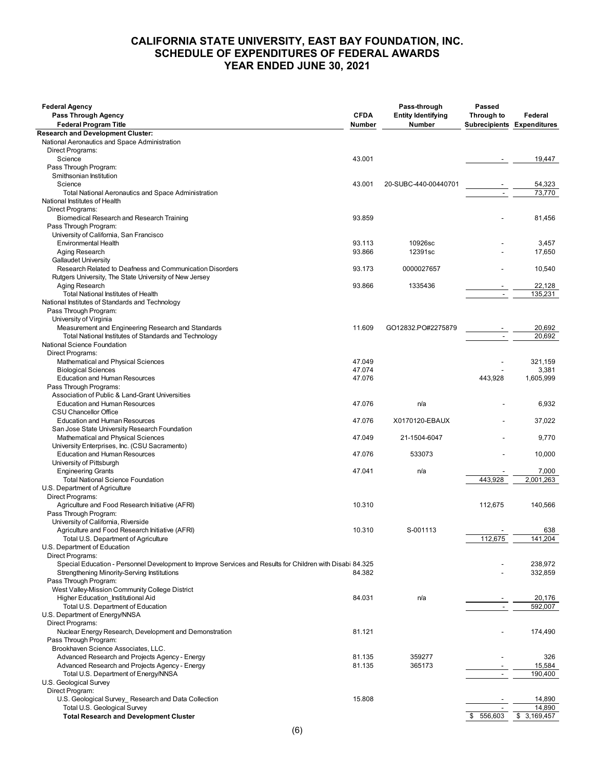# CALIFORNIA STATE UNIVERSITY, EAST BAY FOUNDATION, INC.
## SCHEDULE OF EXPENDITURES OF FEDERAL AWARDS
## YEAR ENDED JUNE 30, 2021

| Federal Agency<br>Pass Through Agency<br>Federal Program Title | CFDA Number | Pass-through Entity Identifying Number | Passed Through to Subrecipients | Federal Expenditures |
|---|---|---|---|---|
| **Research and Development Cluster:** | | | | |
| National Aeronautics and Space Administration | | | | |
| Direct Programs: | | | | |
| Science | 43.001 | | - | 19,447 |
| Pass Through Program: | | | | |
| Smithsonian Institution | | | | |
| Science | 43.001 | 20-SUBC-440-00440701 | - | 54,323 |
| Total National Aeronautics and Space Administration | | | - | 73,770 |
| National Institutes of Health | | | | |
| Direct Programs: | | | | |
| Biomedical Research and Research Training | 93.859 | | - | 81,456 |
| Pass Through Program: | | | | |
| University of California, San Francisco | | | | |
| Environmental Health | 93.113 | 10926sc | - | 3,457 |
| Aging Research | 93.866 | 12391sc | - | 17,650 |
| Gallaudet University | | | | |
| Research Related to Deafness and Communication Disorders | 93.173 | 0000027657 | - | 10,540 |
| Rutgers University, The State University of New Jersey | | | | |
| Aging Research | 93.866 | 1335436 | - | 22,128 |
| Total National Institutes of Health | | | - | 135,231 |
| National Institutes of Standards and Technology | | | | |
| Pass Through Program: | | | | |
| University of Virginia | | | | |
| Measurement and Engineering Research and Standards | 11.609 | GO12832.PO#2275879 | - | 20,692 |
| Total National Institutes of Standards and Technology | | | - | 20,692 |
| National Science Foundation | | | | |
| Direct Programs: | | | | |
| Mathematical and Physical Sciences | 47.049 | | - | 321,159 |
| Biological Sciences | 47.074 | | - | 3,381 |
| Education and Human Resources | 47.076 | | 443,928 | 1,605,999 |
| Pass Through Programs: | | | | |
| Association of Public & Land-Grant Universities | | | | |
| Education and Human Resources | 47.076 | n/a | - | 6,932 |
| CSU Chancellor Office | | | | |
| Education and Human Resources | 47.076 | X0170120-EBAUX | - | 37,022 |
| San Jose State University Research Foundation | | | | |
| Mathematical and Physical Sciences | 47.049 | 21-1504-6047 | - | 9,770 |
| University Enterprises, Inc. (CSU Sacramento) | | | | |
| Education and Human Resources | 47.076 | 533073 | - | 10,000 |
| University of Pittsburgh | | | | |
| Engineering Grants | 47.041 | n/a | - | 7,000 |
| Total National Science Foundation | | | 443,928 | 2,001,263 |
| U.S. Department of Agriculture | | | | |
| Direct Programs: | | | | |
| Agriculture and Food Research Initiative (AFRI) | 10.310 | | 112,675 | 140,566 |
| Pass Through Program: | | | | |
| University of California, Riverside | | | | |
| Agriculture and Food Research Initiative (AFRI) | 10.310 | S-001113 | - | 638 |
| Total U.S. Department of Agriculture | | | 112,675 | 141,204 |
| U.S. Department of Education | | | | |
| Direct Programs: | | | | |
| Special Education - Personnel Development to Improve Services and Results for Children with Disabi | 84.325 | | - | 238,972 |
| Strengthening Minority-Serving Institutions | 84.382 | | - | 332,859 |
| Pass Through Program: | | | | |
| West Valley-Mission Community College District | | | | |
| Higher Education_Institutional Aid | 84.031 | n/a | - | 20,176 |
| Total U.S. Department of Education | | | - | 592,007 |
| U.S. Department of Energy/NNSA | | | | |
| Direct Programs: | | | | |
| Nuclear Energy Research, Development and Demonstration | 81.121 | | - | 174,490 |
| Pass Through Program: | | | | |
| Brookhaven Science Associates, LLC. | | | | |
| Advanced Research and Projects Agency - Energy | 81.135 | 359277 | - | 326 |
| Advanced Research and Projects Agency - Energy | 81.135 | 365173 | - | 15,584 |
| Total U.S. Department of Energy/NNSA | | | - | 190,400 |
| U.S. Geological Survey | | | | |
| Direct Program: | | | | |
| U.S. Geological Survey_ Research and Data Collection | 15.808 | | - | 14,890 |
| Total U.S. Geological Survey | | | - | 14,890 |
| **Total Research and Development Cluster** | | | $ 556,603 | $ 3,169,457 |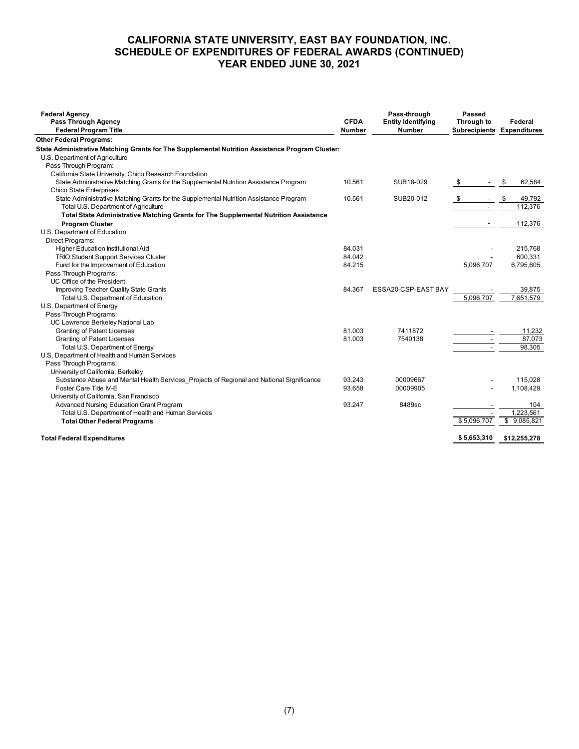# CALIFORNIA STATE UNIVERSITY, EAST BAY FOUNDATION, INC.
# SCHEDULE OF EXPENDITURES OF FEDERAL AWARDS (CONTINUED)
# YEAR ENDED JUNE 30, 2021

| Federal Agency<br>Pass Through Agency<br>Federal Program Title | CFDA Number | Pass-through Entity Identifying Number | Passed Through to Subrecipients | Federal Expenditures |
|---|---|---|---|---|
| **Other Federal Programs:** | | | | |
| **State Administrative Matching Grants for The Supplemental Nutrition Assistance Program Cluster:** | | | | |
| U.S. Department of Agriculture | | | | |
| Pass Through Program: | | | | |
| California State University, Chico Research Foundation | | | | |
| State Administrative Matching Grants for the Supplemental Nutrition Assistance Program | 10.561 | SUB18-029 | $ - | $ 62,584 |
| Chico State Enterprises | | | | |
| State Administrative Matching Grants for the Supplemental Nutrition Assistance Program | 10.561 | SUB20-012 | $ - | $ 49,792 |
| Total U.S. Department of Agriculture | | | - | 112,376 |
| **Total State Administrative Matching Grants for The Supplemental Nutrition Assistance Program Cluster** | | | - | 112,376 |
| U.S. Department of Education | | | | |
| Direct Programs: | | | | |
| Higher Education Institutional Aid | 84.031 | | - | 215,768 |
| TRIO Student Support Services Cluster | 84.042 | | - | 600,331 |
| Fund for the Improvement of Education | 84.215 | | 5,096,707 | 6,795,605 |
| Pass Through Programs: | | | | |
| UC Office of the President | | | | |
| Improving Teacher Quality State Grants | 84.367 | ESSA20-CSP-EAST BAY | - | 39,875 |
| Total U.S. Department of Education | | | 5,096,707 | 7,651,579 |
| U.S. Department of Energy | | | | |
| Pass Through Programs: | | | | |
| UC Lawrence Berkeley National Lab | | | | |
| Granting of Patent Licenses | 81.003 | 7411872 | - | 11,232 |
| Granting of Patent Licenses | 81.003 | 7540138 | - | 87,073 |
| Total U.S. Department of Energy | | | - | 98,305 |
| U.S. Department of Health and Human Services | | | | |
| Pass Through Programs: | | | | |
| University of California, Berkeley | | | | |
| Substance Abuse and Mental Health Services_Projects of Regional and National Significance | 93.243 | 00009667 | - | 115,028 |
| Foster Care Title IV-E | 93.658 | 00009905 | - | 1,108,429 |
| University of California, San Francisco | | | | |
| Advanced Nursing Education Grant Program | 93.247 | 8489sc | - | 104 |
| Total U.S. Department of Health and Human Services | | | - | 1,223,561 |
| **Total Other Federal Programs** | | | $ 5,096,707 | $ 9,085,821 |
| **Total Federal Expenditures** | | | **$ 5,653,310** | **$12,255,278** |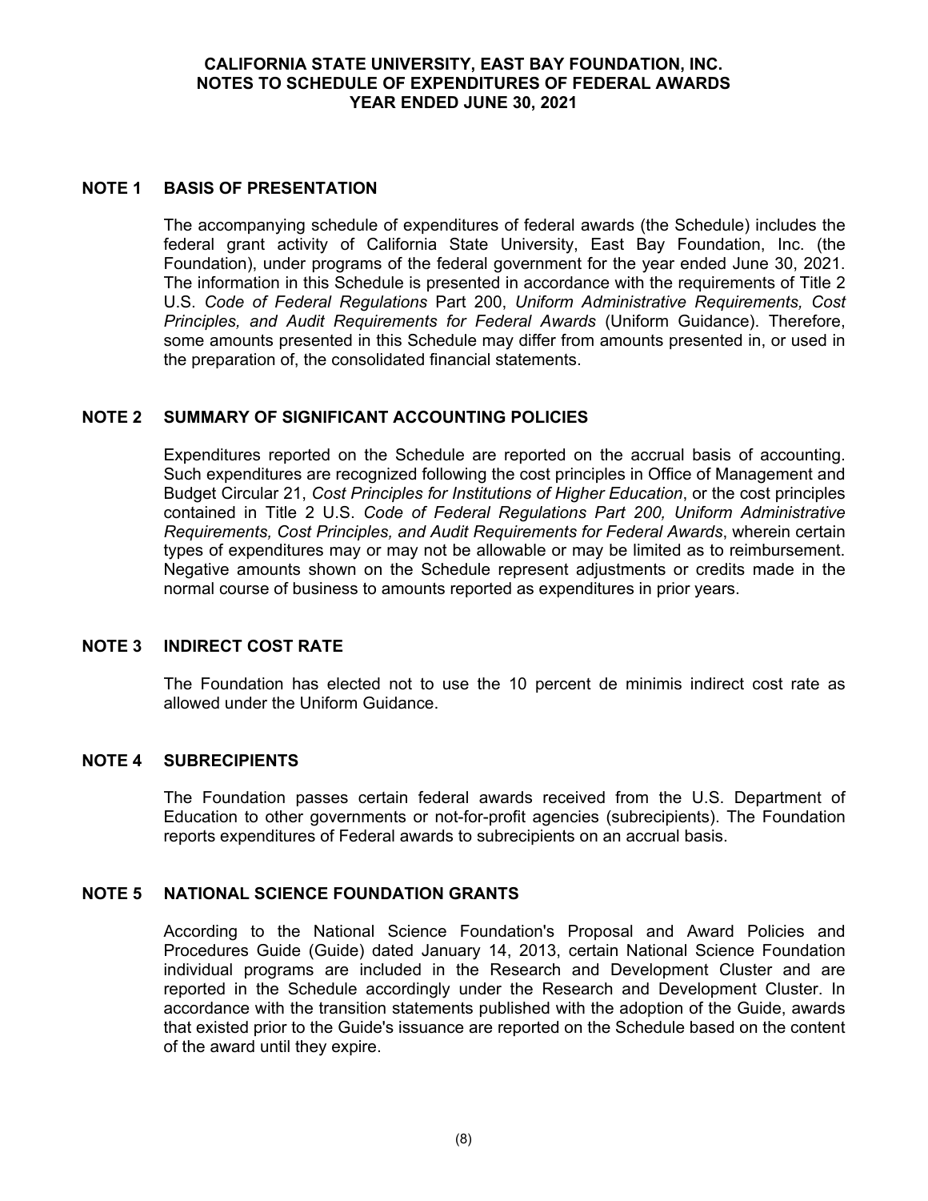**CALIFORNIA STATE UNIVERSITY, EAST BAY FOUNDATION, INC.**
**NOTES TO SCHEDULE OF EXPENDITURES OF FEDERAL AWARDS**
**YEAR ENDED JUNE 30, 2021**

## NOTE 1 BASIS OF PRESENTATION

The accompanying schedule of expenditures of federal awards (the Schedule) includes the federal grant activity of California State University, East Bay Foundation, Inc. (the Foundation), under programs of the federal government for the year ended June 30, 2021. The information in this Schedule is presented in accordance with the requirements of Title 2 U.S. *Code of Federal Regulations* Part 200, *Uniform Administrative Requirements, Cost Principles, and Audit Requirements for Federal Awards* (Uniform Guidance). Therefore, some amounts presented in this Schedule may differ from amounts presented in, or used in the preparation of, the consolidated financial statements.

## NOTE 2 SUMMARY OF SIGNIFICANT ACCOUNTING POLICIES

Expenditures reported on the Schedule are reported on the accrual basis of accounting. Such expenditures are recognized following the cost principles in Office of Management and Budget Circular 21, *Cost Principles for Institutions of Higher Education*, or the cost principles contained in Title 2 U.S. *Code of Federal Regulations Part 200, Uniform Administrative Requirements, Cost Principles, and Audit Requirements for Federal Awards*, wherein certain types of expenditures may or may not be allowable or may be limited as to reimbursement. Negative amounts shown on the Schedule represent adjustments or credits made in the normal course of business to amounts reported as expenditures in prior years.

## NOTE 3 INDIRECT COST RATE

The Foundation has elected not to use the 10 percent de minimis indirect cost rate as allowed under the Uniform Guidance.

## NOTE 4 SUBRECIPIENTS

The Foundation passes certain federal awards received from the U.S. Department of Education to other governments or not-for-profit agencies (subrecipients). The Foundation reports expenditures of Federal awards to subrecipients on an accrual basis.

## NOTE 5 NATIONAL SCIENCE FOUNDATION GRANTS

According to the National Science Foundation's Proposal and Award Policies and Procedures Guide (Guide) dated January 14, 2013, certain National Science Foundation individual programs are included in the Research and Development Cluster and are reported in the Schedule accordingly under the Research and Development Cluster. In accordance with the transition statements published with the adoption of the Guide, awards that existed prior to the Guide's issuance are reported on the Schedule based on the content of the award until they expire.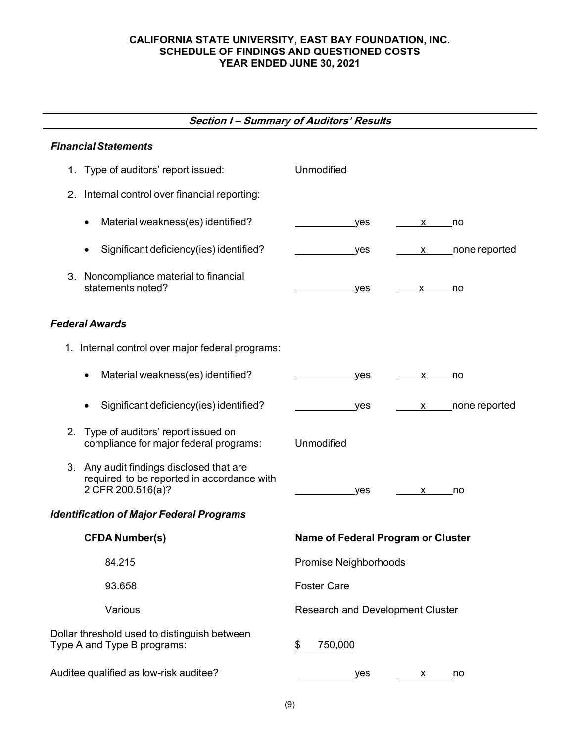# CALIFORNIA STATE UNIVERSITY, EAST BAY FOUNDATION, INC.
## SCHEDULE OF FINDINGS AND QUESTIONED COSTS
### YEAR ENDED JUNE 30, 2021

## *Section I – Summary of Auditors' Results*

### *Financial Statements*

1. Type of auditors' report issued: Unmodified

2. Internal control over financial reporting:

   - Material weakness(es) identified? ______ yes __x__ no
   - Significant deficiency(ies) identified? ______ yes __x__ none reported

3. Noncompliance material to financial statements noted? ______ yes __x__ no

### *Federal Awards*

1. Internal control over major federal programs:

   - Material weakness(es) identified? ______ yes __x__ no
   - Significant deficiency(ies) identified? ______ yes __x__ none reported

2. Type of auditors' report issued on compliance for major federal programs: Unmodified

3. Any audit findings disclosed that are required to be reported in accordance with 2 CFR 200.516(a)? ______ yes __x__ no

### *Identification of Major Federal Programs*

| CFDA Number(s) | Name of Federal Program or Cluster |
|---|---|
| 84.215 | Promise Neighborhoods |
| 93.658 | Foster Care |
| Various | Research and Development Cluster |

Dollar threshold used to distinguish between Type A and Type B programs: $ 750,000

Auditee qualified as low-risk auditee? ______ yes __x__ no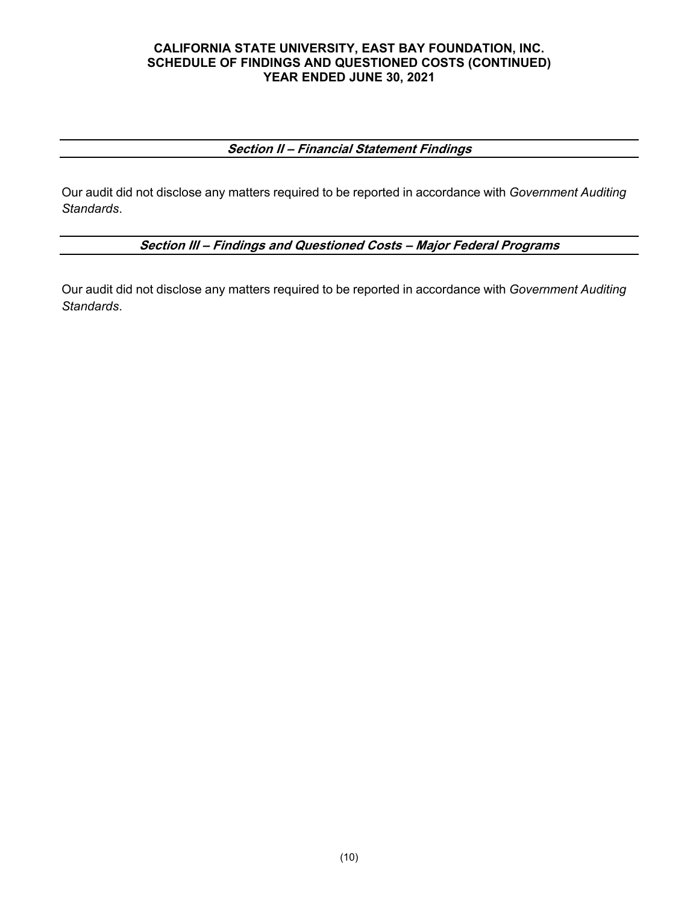# CALIFORNIA STATE UNIVERSITY, EAST BAY FOUNDATION, INC.
# SCHEDULE OF FINDINGS AND QUESTIONED COSTS (CONTINUED)
# YEAR ENDED JUNE 30, 2021

## *Section II – Financial Statement Findings*

Our audit did not disclose any matters required to be reported in accordance with *Government Auditing Standards*.

## *Section III – Findings and Questioned Costs – Major Federal Programs*

Our audit did not disclose any matters required to be reported in accordance with *Government Auditing Standards*.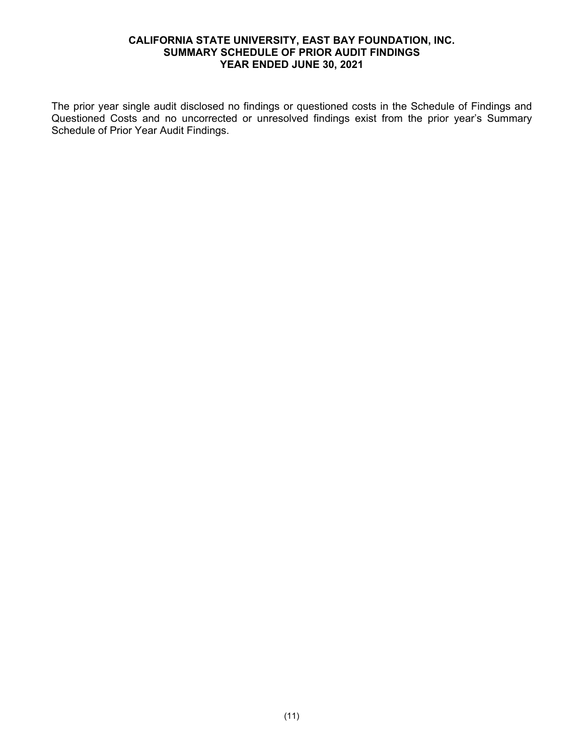# CALIFORNIA STATE UNIVERSITY, EAST BAY FOUNDATION, INC.
## SUMMARY SCHEDULE OF PRIOR AUDIT FINDINGS
### YEAR ENDED JUNE 30, 2021

The prior year single audit disclosed no findings or questioned costs in the Schedule of Findings and Questioned Costs and no uncorrected or unresolved findings exist from the prior year's Summary Schedule of Prior Year Audit Findings.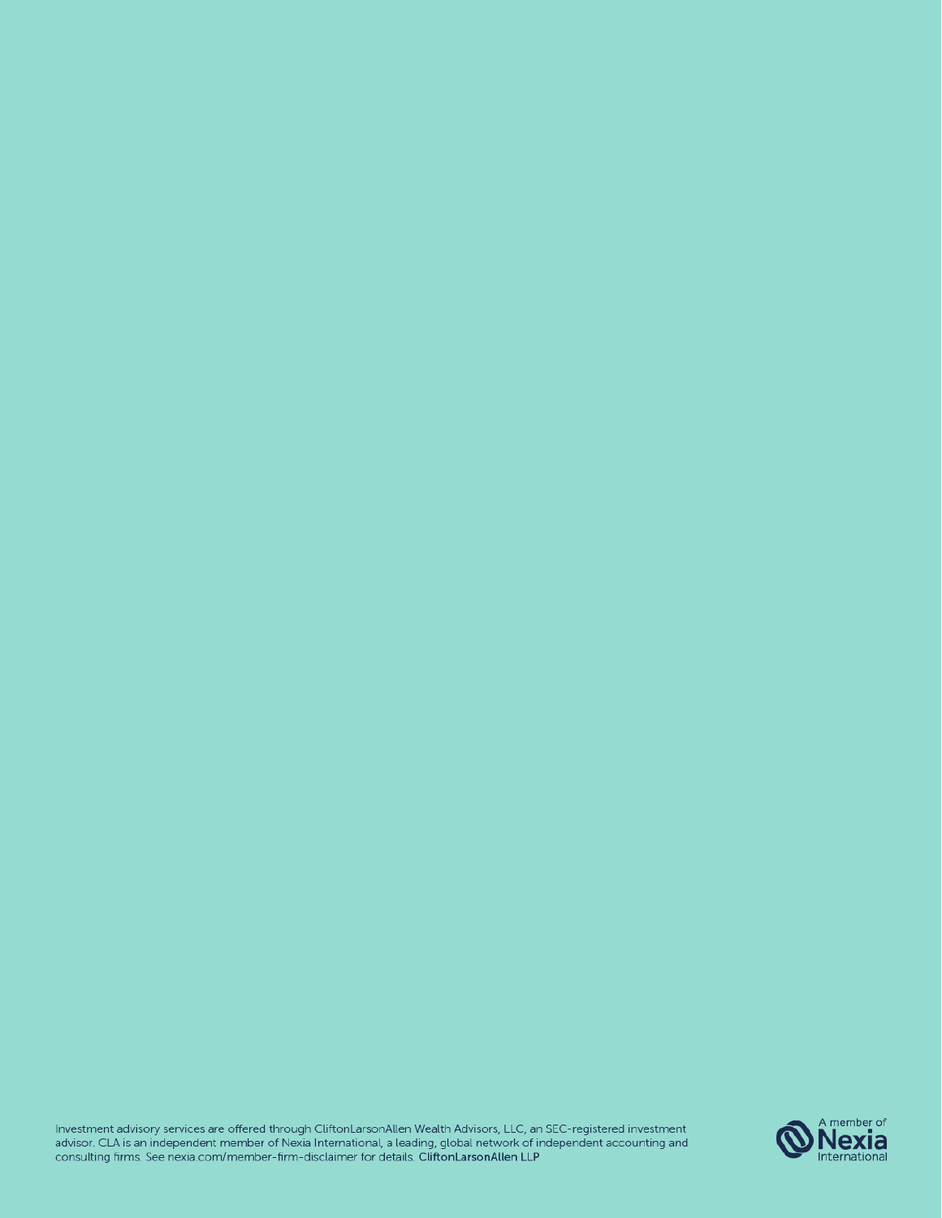Investment advisory services are offered through CliftonLarsonAllen Wealth Advisors, LLC, an SEC-registered investment advisor. CLA is an independent member of Nexia International, a leading, global network of independent accounting and consulting firms. See nexia.com/member-firm-disclaimer for details. **CliftonLarsonAllen LLP**

A member of Nexia International